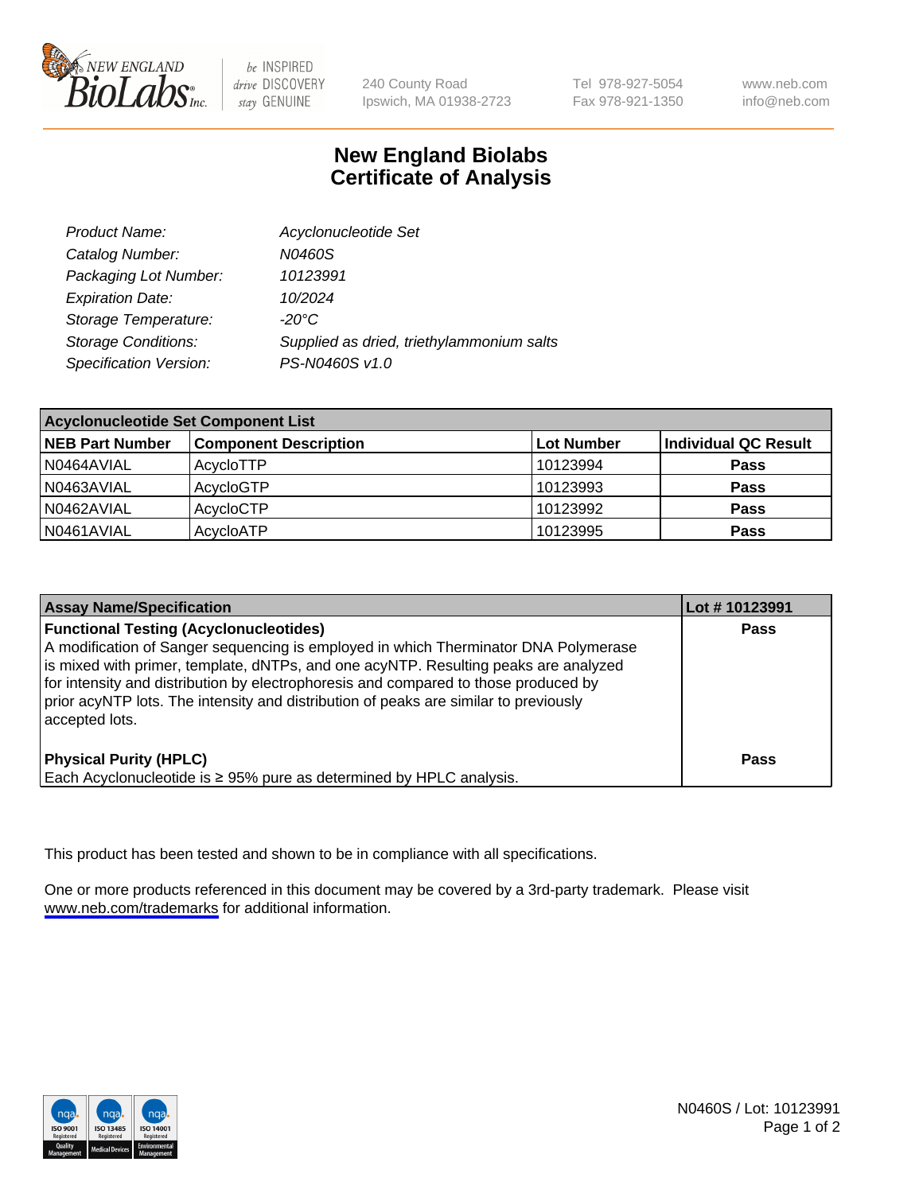New England BioLabs Inc. — be INSPIRED drive DISCOVERY stay GENUINE

240 County Road
Ipswich, MA 01938-2723

Tel 978-927-5054
Fax 978-921-1350

www.neb.com
info@neb.com

# New England Biolabs Certificate of Analysis

| | |
|---|---|
| *Product Name:* | *Acyclonucleotide Set* |
| *Catalog Number:* | *N0460S* |
| *Packaging Lot Number:* | *10123991* |
| *Expiration Date:* | *10/2024* |
| *Storage Temperature:* | *-20°C* |
| *Storage Conditions:* | *Supplied as dried, triethylammonium salts* |
| *Specification Version:* | *PS-N0460S v1.0* |

| **Acyclonucleotide Set Component List** | | | |
|---|---|---|---|
| **NEB Part Number** | **Component Description** | **Lot Number** | **Individual QC Result** |
| N0464AVIAL | AcycloTTP | 10123994 | **Pass** |
| N0463AVIAL | AcycloGTP | 10123993 | **Pass** |
| N0462AVIAL | AcycloCTP | 10123992 | **Pass** |
| N0461AVIAL | AcycloATP | 10123995 | **Pass** |

| **Assay Name/Specification** | **Lot # 10123991** |
|---|---|
| **Functional Testing (Acyclonucleotides)** A modification of Sanger sequencing is employed in which Therminator DNA Polymerase is mixed with primer, template, dNTPs, and one acyNTP. Resulting peaks are analyzed for intensity and distribution by electrophoresis and compared to those produced by prior acyNTP lots. The intensity and distribution of peaks are similar to previously accepted lots. | **Pass** |
| **Physical Purity (HPLC)** Each Acyclonucleotide is ≥ 95% pure as determined by HPLC analysis. | **Pass** |

This product has been tested and shown to be in compliance with all specifications.

One or more products referenced in this document may be covered by a 3rd-party trademark. Please visit www.neb.com/trademarks for additional information.

N0460S / Lot: 10123991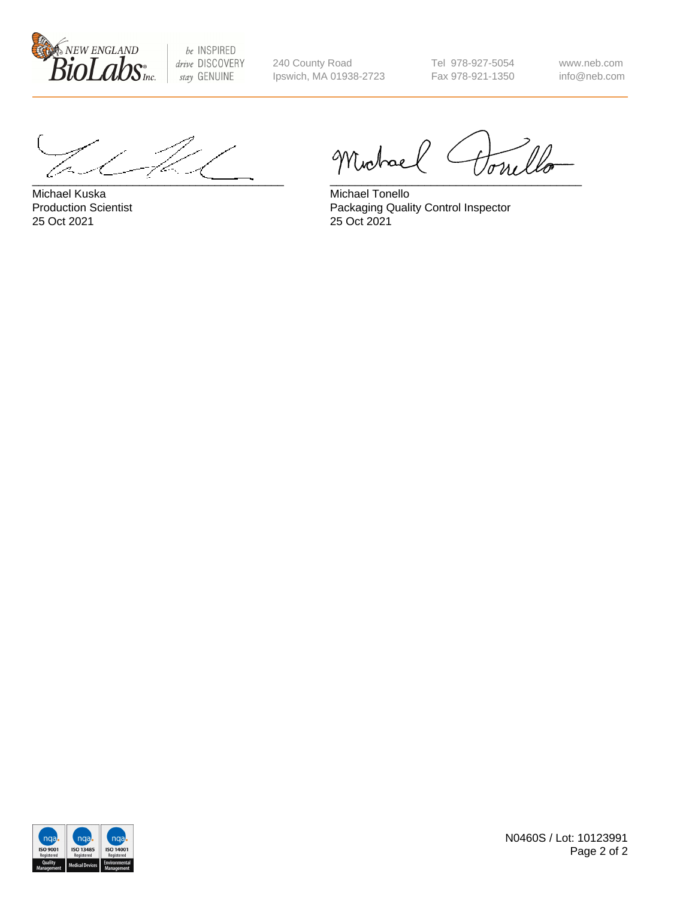NEW ENGLAND BioLabs Inc. | be INSPIRED drive DISCOVERY stay GENUINE | 240 County Road Ipswich, MA 01938-2723 | Tel 978-927-5054 Fax 978-921-1350 | www.neb.com info@neb.com

Michael Kuska
Production Scientist
25 Oct 2021

Michael Tonello
Packaging Quality Control Inspector
25 Oct 2021

N0460S / Lot: 10123991